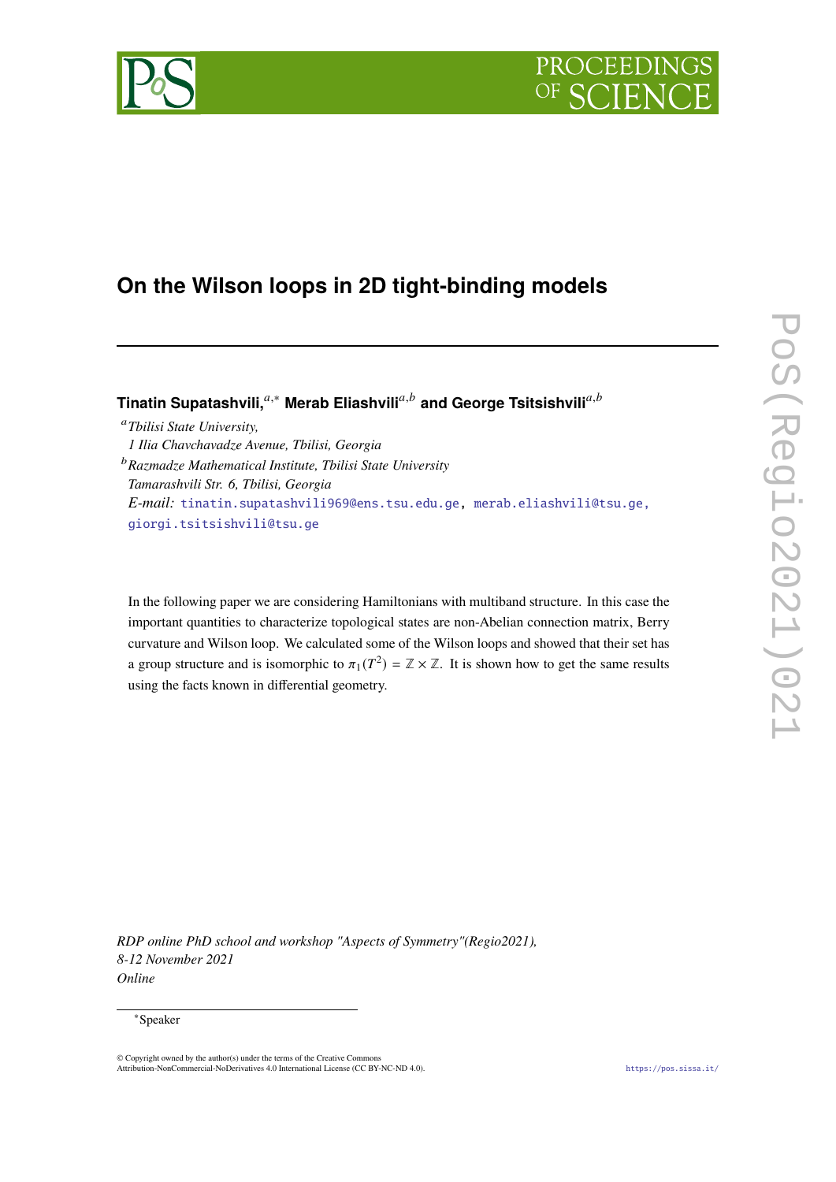# On the Wilson loops in 2D tight-binding models

**Tinatin Supatashvili,**[a,*] **Merab Eliashvili**[a,b] **and George Tsitsishvili**[a,b]

[a] *Tbilisi State University,*
*1 Ilia Chavchavadze Avenue, Tbilisi, Georgia*

[b] *Razmadze Mathematical Institute, Tbilisi State University*
*Tamarashvili Str. 6, Tbilisi, Georgia*

*E-mail:* tinatin.supatashvili969@ens.tsu.edu.ge, merab.eliashvili@tsu.ge, giorgi.tsitsishvili@tsu.ge

In the following paper we are considering Hamiltonians with multiband structure. In this case the important quantities to characterize topological states are non-Abelian connection matrix, Berry curvature and Wilson loop. We calculated some of the Wilson loops and showed that their set has a group structure and is isomorphic to $\pi_1(T^2) = \mathbb{Z} \times \mathbb{Z}$. It is shown how to get the same results using the facts known in differential geometry.

*RDP online PhD school and workshop "Aspects of Symmetry"(Regio2021),*
*8-12 November 2021*
*Online*

[*] Speaker

© Copyright owned by the author(s) under the terms of the Creative Commons Attribution-NonCommercial-NoDerivatives 4.0 International License (CC BY-NC-ND 4.0).

https://pos.sissa.it/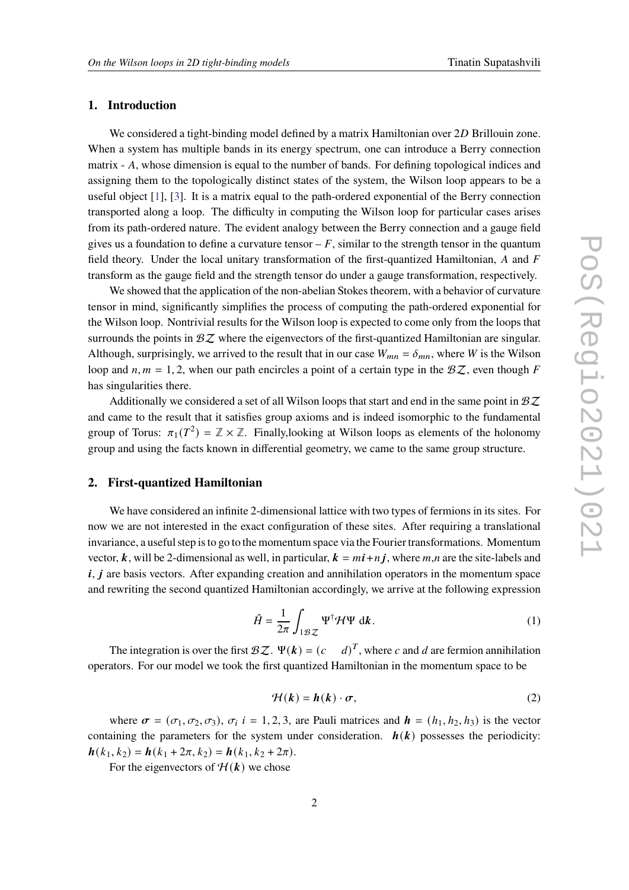## 1. Introduction

We considered a tight-binding model defined by a matrix Hamiltonian over $2D$ Brillouin zone. When a system has multiple bands in its energy spectrum, one can introduce a Berry connection matrix - $A$, whose dimension is equal to the number of bands. For defining topological indices and assigning them to the topologically distinct states of the system, the Wilson loop appears to be a useful object [1], [3]. It is a matrix equal to the path-ordered exponential of the Berry connection transported along a loop. The difficulty in computing the Wilson loop for particular cases arises from its path-ordered nature. The evident analogy between the Berry connection and a gauge field gives us a foundation to define a curvature tensor – $F$, similar to the strength tensor in the quantum field theory. Under the local unitary transformation of the first-quantized Hamiltonian, $A$ and $F$ transform as the gauge field and the strength tensor do under a gauge transformation, respectively.

We showed that the application of the non-abelian Stokes theorem, with a behavior of curvature tensor in mind, significantly simplifies the process of computing the path-ordered exponential for the Wilson loop. Nontrivial results for the Wilson loop is expected to come only from the loops that surrounds the points in $\mathcal{BZ}$ where the eigenvectors of the first-quantized Hamiltonian are singular. Although, surprisingly, we arrived to the result that in our case $W_{mn} = \delta_{mn}$, where $W$ is the Wilson loop and $n, m = 1, 2$, when our path encircles a point of a certain type in the $\mathcal{BZ}$, even though $F$ has singularities there.

Additionally we considered a set of all Wilson loops that start and end in the same point in $\mathcal{BZ}$ and came to the result that it satisfies group axioms and is indeed isomorphic to the fundamental group of Torus: $\pi_1(T^2) = \mathbb{Z} \times \mathbb{Z}$. Finally,looking at Wilson loops as elements of the holonomy group and using the facts known in differential geometry, we came to the same group structure.

## 2. First-quantized Hamiltonian

We have considered an infinite 2-dimensional lattice with two types of fermions in its sites. For now we are not interested in the exact configuration of these sites. After requiring a translational invariance, a useful step is to go to the momentum space via the Fourier transformations. Momentum vector, $\boldsymbol{k}$, will be 2-dimensional as well, in particular, $\boldsymbol{k} = m\boldsymbol{i} + n\boldsymbol{j}$, where $m$,$n$ are the site-labels and $\boldsymbol{i}$, $\boldsymbol{j}$ are basis vectors. After expanding creation and annihilation operators in the momentum space and rewriting the second quantized Hamiltonian accordingly, we arrive at the following expression

$$\hat{H} = \frac{1}{2\pi} \int_{1\mathcal{BZ}} \Psi^{\dagger} \mathcal{H} \Psi \; \mathrm{d}\boldsymbol{k}. \tag{1}$$

The integration is over the first $\mathcal{BZ}$. $\Psi(\boldsymbol{k}) = (c \quad d)^T$, where $c$ and $d$ are fermion annihilation operators. For our model we took the first quantized Hamiltonian in the momentum space to be

$$\mathcal{H}(\boldsymbol{k}) = \boldsymbol{h}(\boldsymbol{k}) \cdot \boldsymbol{\sigma}, \tag{2}$$

where $\boldsymbol{\sigma} = (\sigma_1, \sigma_2, \sigma_3)$, $\sigma_i$ $i = 1, 2, 3$, are Pauli matrices and $\boldsymbol{h} = (h_1, h_2, h_3)$ is the vector containing the parameters for the system under consideration. $\boldsymbol{h}(\boldsymbol{k})$ possesses the periodicity: $\boldsymbol{h}(k_1, k_2) = \boldsymbol{h}(k_1 + 2\pi, k_2) = \boldsymbol{h}(k_1, k_2 + 2\pi)$.

For the eigenvectors of $\mathcal{H}(\boldsymbol{k})$ we chose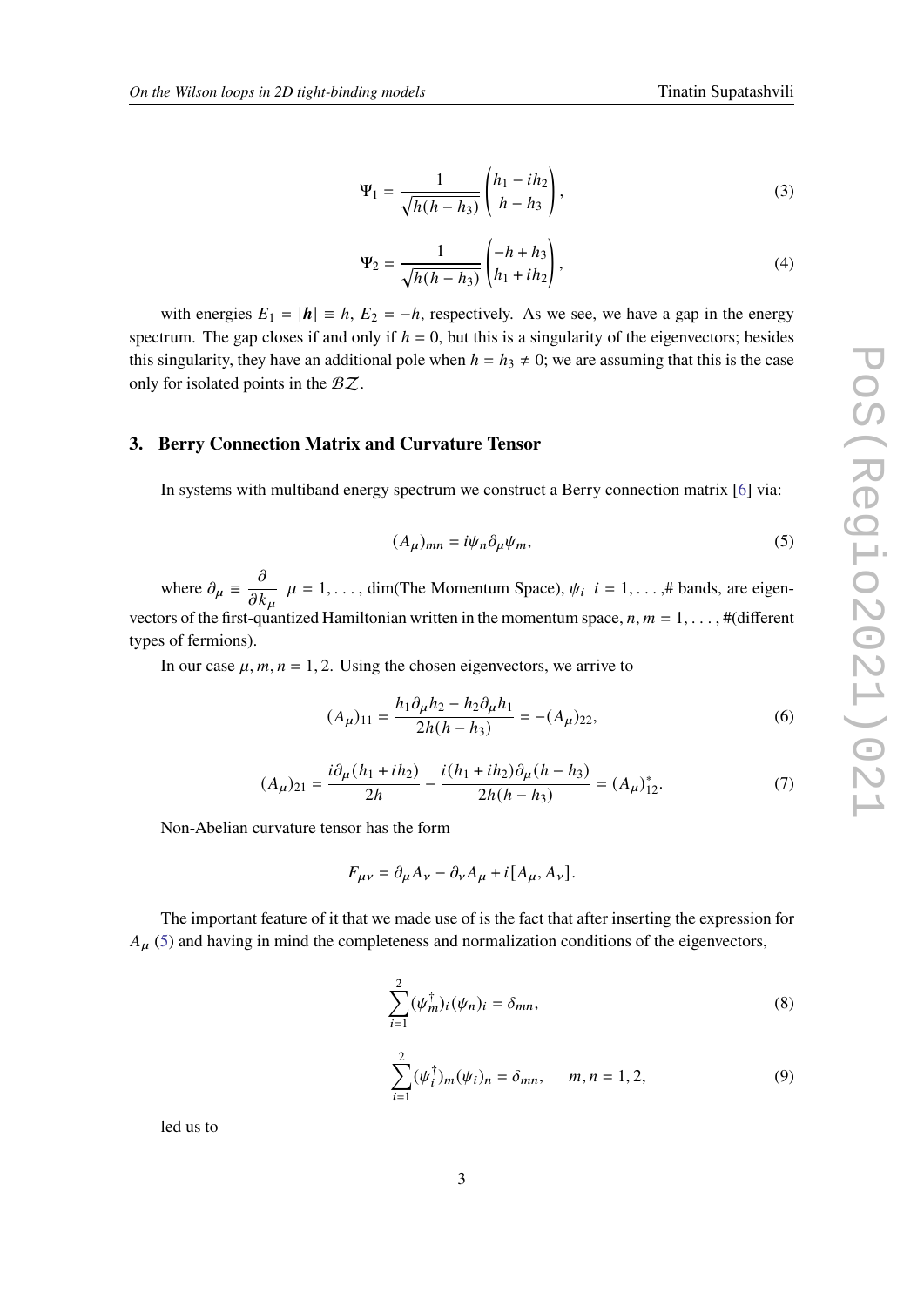$$\Psi_1 = \frac{1}{\sqrt{h(h-h_3)}} \begin{pmatrix} h_1 - ih_2 \\ h - h_3 \end{pmatrix}, \tag{3}$$

$$\Psi_2 = \frac{1}{\sqrt{h(h-h_3)}} \begin{pmatrix} -h + h_3 \\ h_1 + ih_2 \end{pmatrix}, \tag{4}$$

with energies $E_1 = |\boldsymbol{h}| \equiv h$, $E_2 = -h$, respectively. As we see, we have a gap in the energy spectrum. The gap closes if and only if $h = 0$, but this is a singularity of the eigenvectors; besides this singularity, they have an additional pole when $h = h_3 \neq 0$; we are assuming that this is the case only for isolated points in the $\mathcal{BZ}$.

## 3. Berry Connection Matrix and Curvature Tensor

In systems with multiband energy spectrum we construct a Berry connection matrix [6] via:

$$(A_\mu)_{mn} = i\psi_n \partial_\mu \psi_m, \tag{5}$$

where $\partial_\mu \equiv \dfrac{\partial}{\partial k_\mu}$ $\mu = 1, \ldots,$ dim(The Momentum Space), $\psi_i$ $i = 1, \ldots,$# bands, are eigenvectors of the first-quantized Hamiltonian written in the momentum space, $n, m = 1, \ldots,$ #(different types of fermions).

In our case $\mu, m, n = 1, 2$. Using the chosen eigenvectors, we arrive to

$$(A_\mu)_{11} = \frac{h_1 \partial_\mu h_2 - h_2 \partial_\mu h_1}{2h(h-h_3)} = -(A_\mu)_{22}, \tag{6}$$

$$(A_\mu)_{21} = \frac{i\partial_\mu (h_1 + ih_2)}{2h} - \frac{i(h_1 + ih_2)\partial_\mu (h - h_3)}{2h(h-h_3)} = (A_\mu)^*_{12}. \tag{7}$$

Non-Abelian curvature tensor has the form

$$F_{\mu\nu} = \partial_\mu A_\nu - \partial_\nu A_\mu + i[A_\mu, A_\nu].$$

The important feature of it that we made use of is the fact that after inserting the expression for $A_\mu$ (5) and having in mind the completeness and normalization conditions of the eigenvectors,

$$\sum_{i=1}^{2} (\psi_m^\dagger)_i (\psi_n)_i = \delta_{mn}, \tag{8}$$

$$\sum_{i=1}^{2} (\psi_i^\dagger)_m (\psi_i)_n = \delta_{mn}, \qquad m, n = 1, 2, \tag{9}$$

led us to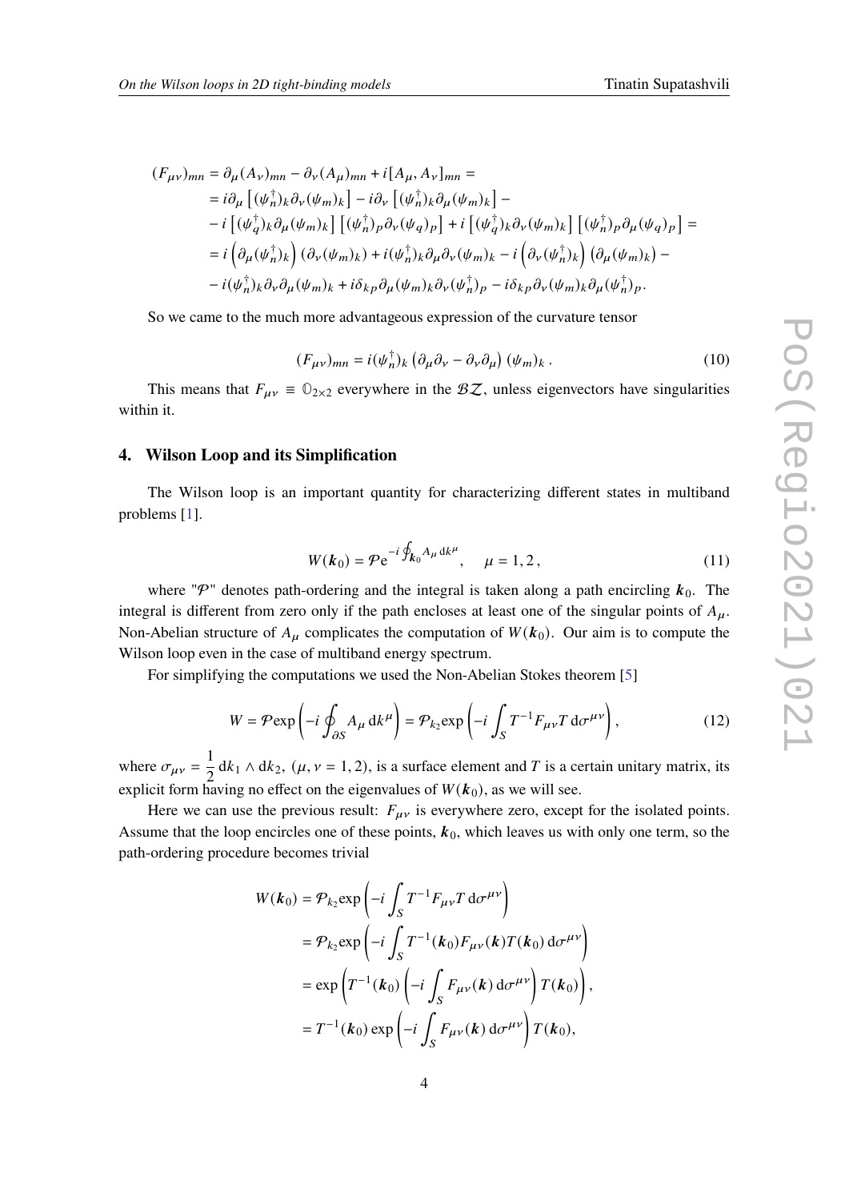$$
\begin{aligned}
(F_{\mu\nu})_{mn} &= \partial_\mu (A_\nu)_{mn} - \partial_\nu (A_\mu)_{mn} + i[A_\mu, A_\nu]_{mn} = \\
&= i\partial_\mu \left[(\psi_n^\dagger)_k \partial_\nu (\psi_m)_k\right] - i\partial_\nu \left[(\psi_n^\dagger)_k \partial_\mu (\psi_m)_k\right] - \\
&- i\left[(\psi_q^\dagger)_k \partial_\mu (\psi_m)_k\right]\left[(\psi_n^\dagger)_p \partial_\nu (\psi_q)_p\right] + i\left[(\psi_q^\dagger)_k \partial_\nu (\psi_m)_k\right]\left[(\psi_n^\dagger)_p \partial_\mu (\psi_q)_p\right] = \\
&= i\left(\partial_\mu (\psi_n^\dagger)_k\right)\left(\partial_\nu (\psi_m)_k\right) + i(\psi_n^\dagger)_k \partial_\mu \partial_\nu (\psi_m)_k - i\left(\partial_\nu (\psi_n^\dagger)_k\right)\left(\partial_\mu (\psi_m)_k\right) - \\
&- i(\psi_n^\dagger)_k \partial_\nu \partial_\mu (\psi_m)_k + i\delta_{kp} \partial_\mu (\psi_m)_k \partial_\nu (\psi_n^\dagger)_p - i\delta_{kp} \partial_\nu (\psi_m)_k \partial_\mu (\psi_n^\dagger)_p .
\end{aligned}
$$

So we came to the much more advantageous expression of the curvature tensor

$$
(F_{\mu\nu})_{mn} = i(\psi_n^\dagger)_k \left(\partial_\mu \partial_\nu - \partial_\nu \partial_\mu\right)(\psi_m)_k \,. \tag{10}
$$

This means that $F_{\mu\nu} \equiv \mathbb{O}_{2\times 2}$ everywhere in the $\mathcal{BZ}$, unless eigenvectors have singularities within it.

## 4. Wilson Loop and its Simplification

The Wilson loop is an important quantity for characterizing different states in multiband problems [1].

$$
W(\boldsymbol{k}_0) = \mathcal{P}\mathrm{e}^{-i\oint_{\boldsymbol{k}_0} A_\mu \,\mathrm{d}k^\mu}, \quad \mu = 1, 2\,, \tag{11}
$$

where "$\mathcal{P}$" denotes path-ordering and the integral is taken along a path encircling $\boldsymbol{k}_0$. The integral is different from zero only if the path encloses at least one of the singular points of $A_\mu$. Non-Abelian structure of $A_\mu$ complicates the computation of $W(\boldsymbol{k}_0)$. Our aim is to compute the Wilson loop even in the case of multiband energy spectrum.

For simplifying the computations we used the Non-Abelian Stokes theorem [5]

$$
W = \mathcal{P}\exp\left(-i\oint_{\partial S} A_\mu \,\mathrm{d}k^\mu\right) = \mathcal{P}_{k_2}\exp\left(-i\int_S T^{-1} F_{\mu\nu} T \,\mathrm{d}\sigma^{\mu\nu}\right), \tag{12}
$$

where $\sigma_{\mu\nu} = \dfrac{1}{2}\,\mathrm{d}k_1 \wedge \mathrm{d}k_2$, $(\mu, \nu = 1, 2)$, is a surface element and $T$ is a certain unitary matrix, its explicit form having no effect on the eigenvalues of $W(\boldsymbol{k}_0)$, as we will see.

Here we can use the previous result: $F_{\mu\nu}$ is everywhere zero, except for the isolated points. Assume that the loop encircles one of these points, $\boldsymbol{k}_0$, which leaves us with only one term, so the path-ordering procedure becomes trivial

$$
\begin{aligned}
W(\boldsymbol{k}_0) &= \mathcal{P}_{k_2}\exp\left(-i\int_S T^{-1} F_{\mu\nu} T \,\mathrm{d}\sigma^{\mu\nu}\right) \\
&= \mathcal{P}_{k_2}\exp\left(-i\int_S T^{-1}(\boldsymbol{k}_0) F_{\mu\nu}(\boldsymbol{k}) T(\boldsymbol{k}_0) \,\mathrm{d}\sigma^{\mu\nu}\right) \\
&= \exp\left(T^{-1}(\boldsymbol{k}_0)\left(-i\int_S F_{\mu\nu}(\boldsymbol{k}) \,\mathrm{d}\sigma^{\mu\nu}\right) T(\boldsymbol{k}_0)\right), \\
&= T^{-1}(\boldsymbol{k}_0)\exp\left(-i\int_S F_{\mu\nu}(\boldsymbol{k}) \,\mathrm{d}\sigma^{\mu\nu}\right) T(\boldsymbol{k}_0),
\end{aligned}
$$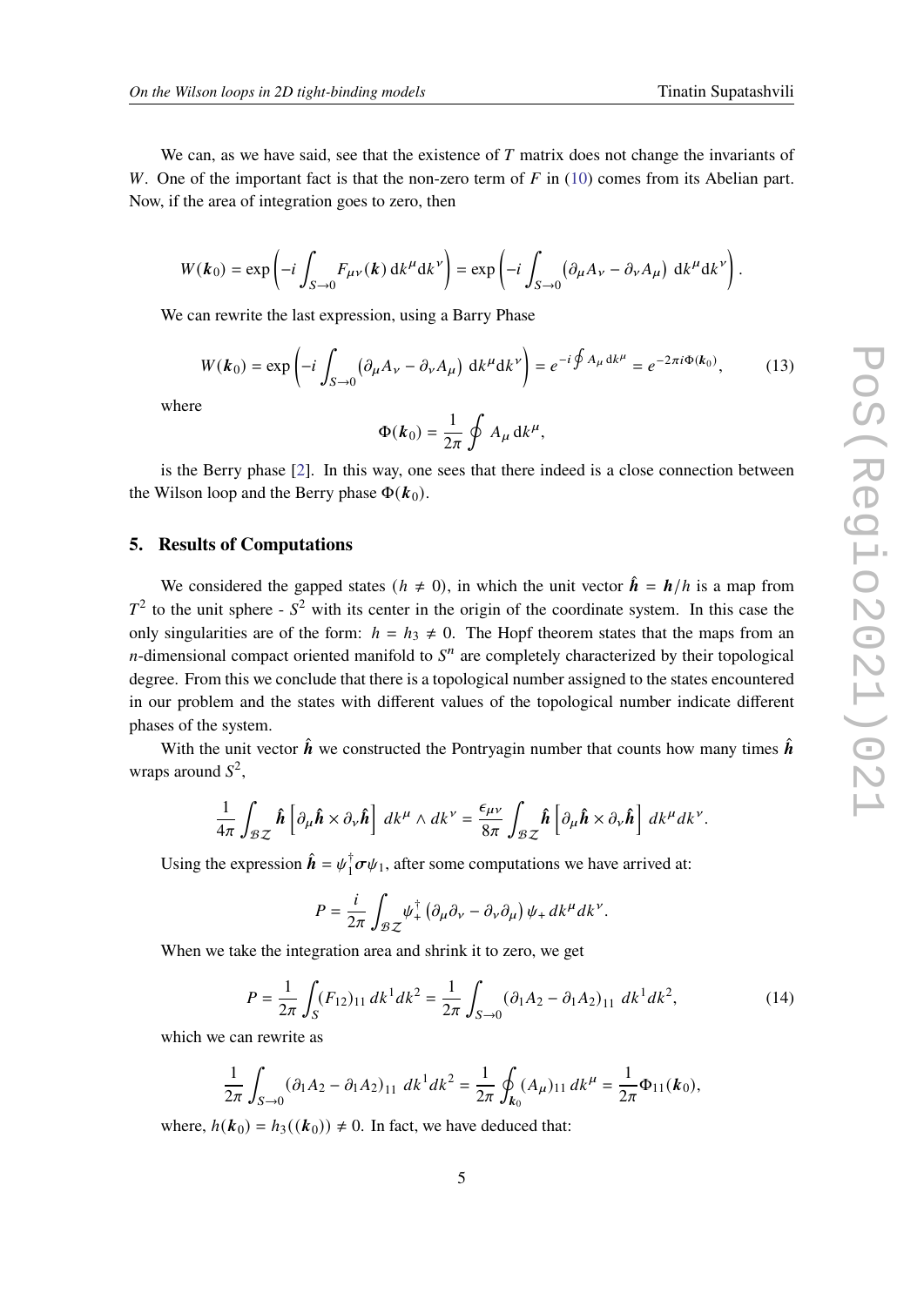We can, as we have said, see that the existence of $T$ matrix does not change the invariants of $W$. One of the important fact is that the non-zero term of $F$ in (10) comes from its Abelian part. Now, if the area of integration goes to zero, then

$$W(\boldsymbol{k}_0) = \exp\left(-i\int_{S\to 0} F_{\mu\nu}(\boldsymbol{k})\, \mathrm{d}k^\mu \mathrm{d}k^\nu\right) = \exp\left(-i\int_{S\to 0} \left(\partial_\mu A_\nu - \partial_\nu A_\mu\right)\, \mathrm{d}k^\mu \mathrm{d}k^\nu\right).$$

We can rewrite the last expression, using a Barry Phase

$$W(\boldsymbol{k}_0) = \exp\left(-i\int_{S\to 0} \left(\partial_\mu A_\nu - \partial_\nu A_\mu\right)\, \mathrm{d}k^\mu \mathrm{d}k^\nu\right) = e^{-i\oint A_\mu\, \mathrm{d}k^\mu} = e^{-2\pi i \Phi(\boldsymbol{k}_0)}, \tag{13}$$

where

$$\Phi(\boldsymbol{k}_0) = \frac{1}{2\pi}\oint A_\mu\, \mathrm{d}k^\mu,$$

is the Berry phase [2]. In this way, one sees that there indeed is a close connection between the Wilson loop and the Berry phase $\Phi(\boldsymbol{k}_0)$.

## 5. Results of Computations

We considered the gapped states ($h \neq 0$), in which the unit vector $\hat{\boldsymbol{h}} = \boldsymbol{h}/h$ is a map from $T^2$ to the unit sphere - $S^2$ with its center in the origin of the coordinate system. In this case the only singularities are of the form: $h = h_3 \neq 0$. The Hopf theorem states that the maps from an $n$-dimensional compact oriented manifold to $S^n$ are completely characterized by their topological degree. From this we conclude that there is a topological number assigned to the states encountered in our problem and the states with different values of the topological number indicate different phases of the system.

With the unit vector $\hat{\boldsymbol{h}}$ we constructed the Pontryagin number that counts how many times $\hat{\boldsymbol{h}}$ wraps around $S^2$,

$$\frac{1}{4\pi}\int_{\mathcal{BZ}} \hat{\boldsymbol{h}}\left[\partial_\mu \hat{\boldsymbol{h}} \times \partial_\nu \hat{\boldsymbol{h}}\right]\, dk^\mu \wedge dk^\nu = \frac{\epsilon_{\mu\nu}}{8\pi}\int_{\mathcal{BZ}} \hat{\boldsymbol{h}}\left[\partial_\mu \hat{\boldsymbol{h}} \times \partial_\nu \hat{\boldsymbol{h}}\right]\, dk^\mu dk^\nu.$$

Using the expression $\hat{\boldsymbol{h}} = \psi_1^\dagger \boldsymbol{\sigma} \psi_1$, after some computations we have arrived at:

$$P = \frac{i}{2\pi}\int_{\mathcal{BZ}} \psi_+^\dagger \left(\partial_\mu \partial_\nu - \partial_\nu \partial_\mu\right) \psi_+\, dk^\mu dk^\nu.$$

When we take the integration area and shrink it to zero, we get

$$P = \frac{1}{2\pi}\int_S (F_{12})_{11}\, dk^1 dk^2 = \frac{1}{2\pi}\int_{S\to 0} (\partial_1 A_2 - \partial_1 A_2)_{11}\, dk^1 dk^2, \tag{14}$$

which we can rewrite as

$$\frac{1}{2\pi}\int_{S\to 0} (\partial_1 A_2 - \partial_1 A_2)_{11}\, dk^1 dk^2 = \frac{1}{2\pi}\oint_{\boldsymbol{k}_0} (A_\mu)_{11}\, dk^\mu = \frac{1}{2\pi}\Phi_{11}(\boldsymbol{k}_0),$$

where, $h(\boldsymbol{k}_0) = h_3((\boldsymbol{k}_0)) \neq 0$. In fact, we have deduced that: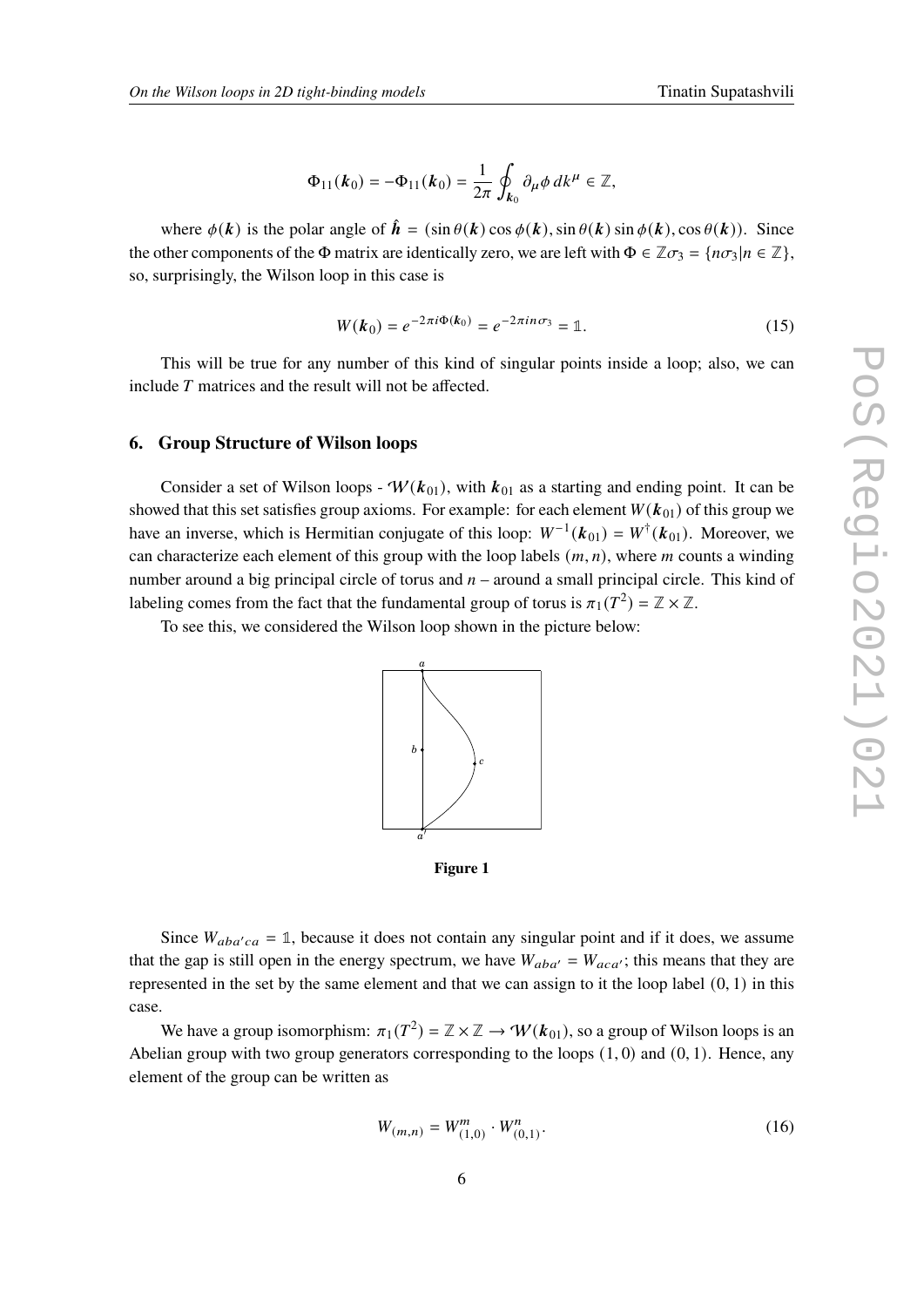$$\Phi_{11}(\boldsymbol{k}_0) = -\Phi_{11}(\boldsymbol{k}_0) = \frac{1}{2\pi} \oint_{\boldsymbol{k}_0} \partial_\mu \phi \, dk^\mu \in \mathbb{Z},$$

where $\phi(\boldsymbol{k})$ is the polar angle of $\hat{\boldsymbol{h}} = (\sin\theta(\boldsymbol{k})\cos\phi(\boldsymbol{k}), \sin\theta(\boldsymbol{k})\sin\phi(\boldsymbol{k}), \cos\theta(\boldsymbol{k}))$. Since the other components of the $\Phi$ matrix are identically zero, we are left with $\Phi \in \mathbb{Z}\sigma_3 = \{n\sigma_3 | n \in \mathbb{Z}\}$, so, surprisingly, the Wilson loop in this case is

$$W(\boldsymbol{k}_0) = e^{-2\pi i \Phi(\boldsymbol{k}_0)} = e^{-2\pi i n \sigma_3} = \mathbb{1}. \tag{15}$$

This will be true for any number of this kind of singular points inside a loop; also, we can include $T$ matrices and the result will not be affected.

## 6. Group Structure of Wilson loops

Consider a set of Wilson loops - $\mathcal{W}(\boldsymbol{k}_{01})$, with $\boldsymbol{k}_{01}$ as a starting and ending point. It can be showed that this set satisfies group axioms. For example: for each element $W(\boldsymbol{k}_{01})$ of this group we have an inverse, which is Hermitian conjugate of this loop: $W^{-1}(\boldsymbol{k}_{01}) = W^\dagger(\boldsymbol{k}_{01})$. Moreover, we can characterize each element of this group with the loop labels $(m, n)$, where $m$ counts a winding number around a big principal circle of torus and $n$ – around a small principal circle. This kind of labeling comes from the fact that the fundamental group of torus is $\pi_1(T^2) = \mathbb{Z} \times \mathbb{Z}$.

To see this, we considered the Wilson loop shown in the picture below:

**Figure 1**

Since $W_{aba'ca} = \mathbb{1}$, because it does not contain any singular point and if it does, we assume that the gap is still open in the energy spectrum, we have $W_{aba'} = W_{aca'}$; this means that they are represented in the set by the same element and that we can assign to it the loop label $(0, 1)$ in this case.

We have a group isomorphism: $\pi_1(T^2) = \mathbb{Z} \times \mathbb{Z} \to \mathcal{W}(\boldsymbol{k}_{01})$, so a group of Wilson loops is an Abelian group with two group generators corresponding to the loops $(1, 0)$ and $(0, 1)$. Hence, any element of the group can be written as

$$W_{(m,n)} = W^m_{(1,0)} \cdot W^n_{(0,1)}. \tag{16}$$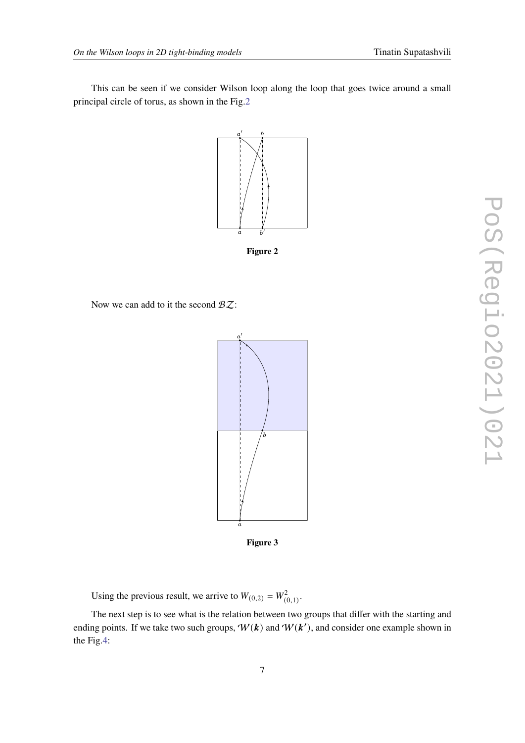This can be seen if we consider Wilson loop along the loop that goes twice around a small principal circle of torus, as shown in the Fig.2

**Figure 2**

Now we can add to it the second $\mathcal{BZ}$:

**Figure 3**

Using the previous result, we arrive to $W_{(0,2)} = W^2_{(0,1)}$.

The next step is to see what is the relation between two groups that differ with the starting and ending points. If we take two such groups, $\mathcal{W}(\boldsymbol{k})$ and $\mathcal{W}(\boldsymbol{k}')$, and consider one example shown in the Fig.4: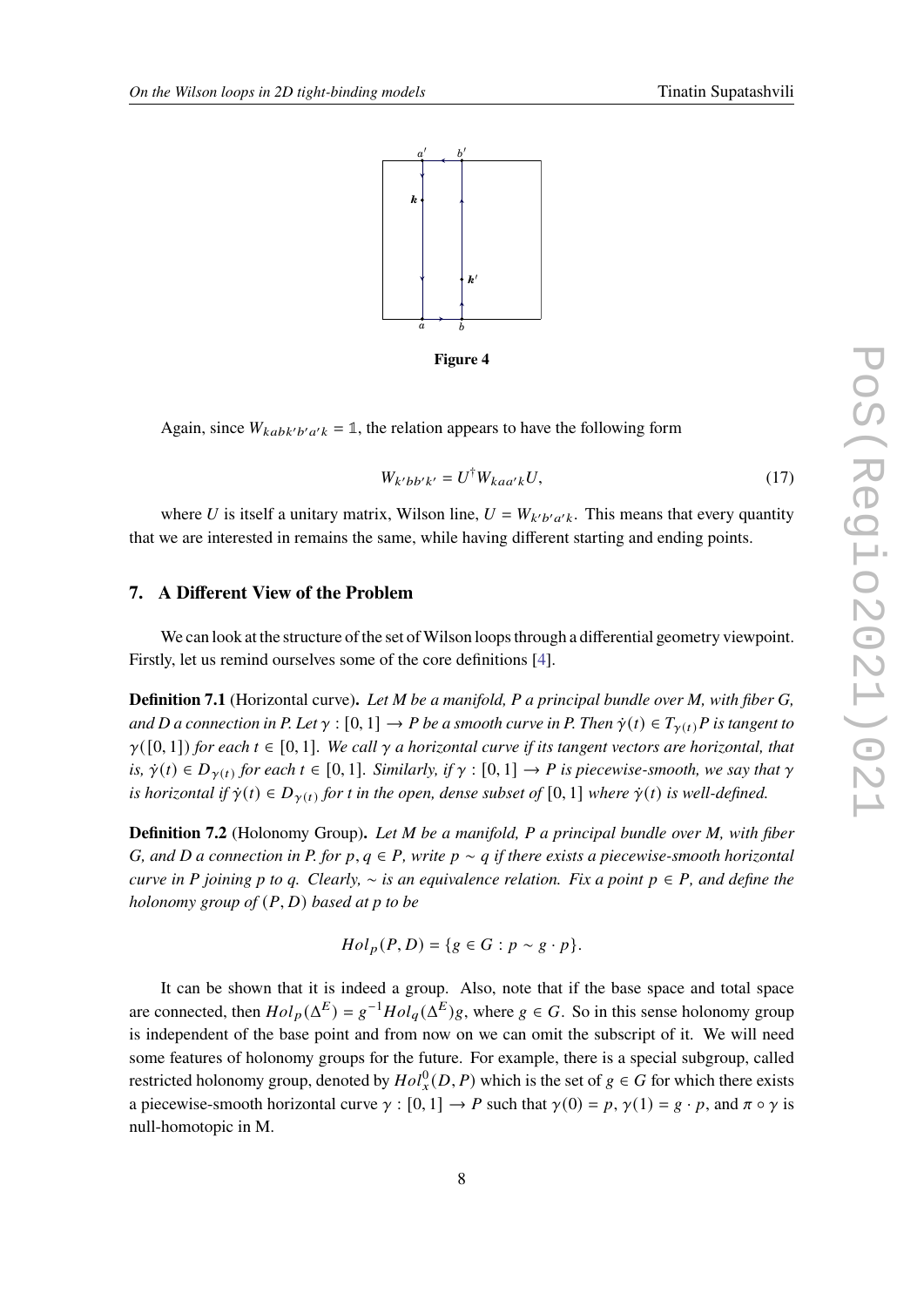Figure 4

Again, since $W_{kabk'b'a'k} = \mathbb{1}$, the relation appears to have the following form

$$W_{k'bb'k'} = U^{\dagger} W_{kaa'k} U, \tag{17}$$

where $U$ is itself a unitary matrix, Wilson line, $U = W_{k'b'a'k}$. This means that every quantity that we are interested in remains the same, while having different starting and ending points.

## 7. A Different View of the Problem

We can look at the structure of the set of Wilson loops through a differential geometry viewpoint. Firstly, let us remind ourselves some of the core definitions [4].

**Definition 7.1** (Horizontal curve)**.** *Let M be a manifold, P a principal bundle over M, with fiber G, and D a connection in P. Let $\gamma : [0,1] \to P$ be a smooth curve in P. Then $\dot{\gamma}(t) \in T_{\gamma(t)}P$ is tangent to $\gamma([0,1])$ for each $t \in [0,1]$. We call $\gamma$ a horizontal curve if its tangent vectors are horizontal, that is, $\dot{\gamma}(t) \in D_{\gamma(t)}$ for each $t \in [0,1]$. Similarly, if $\gamma : [0,1] \to P$ is piecewise-smooth, we say that $\gamma$ is horizontal if $\dot{\gamma}(t) \in D_{\gamma(t)}$ for t in the open, dense subset of $[0,1]$ where $\dot{\gamma}(t)$ is well-defined.*

**Definition 7.2** (Holonomy Group)**.** *Let M be a manifold, P a principal bundle over M, with fiber G, and D a connection in P. for $p, q \in P$, write $p \sim q$ if there exists a piecewise-smooth horizontal curve in P joining p to q. Clearly, $\sim$ is an equivalence relation. Fix a point $p \in P$, and define the holonomy group of $(P, D)$ based at p to be*

$$Hol_p(P, D) = \{g \in G : p \sim g \cdot p\}.$$

It can be shown that it is indeed a group. Also, note that if the base space and total space are connected, then $Hol_p(\Delta^E) = g^{-1} Hol_q(\Delta^E) g$, where $g \in G$. So in this sense holonomy group is independent of the base point and from now on we can omit the subscript of it. We will need some features of holonomy groups for the future. For example, there is a special subgroup, called restricted holonomy group, denoted by $Hol_x^0(D, P)$ which is the set of $g \in G$ for which there exists a piecewise-smooth horizontal curve $\gamma : [0,1] \to P$ such that $\gamma(0) = p$, $\gamma(1) = g \cdot p$, and $\pi \circ \gamma$ is null-homotopic in M.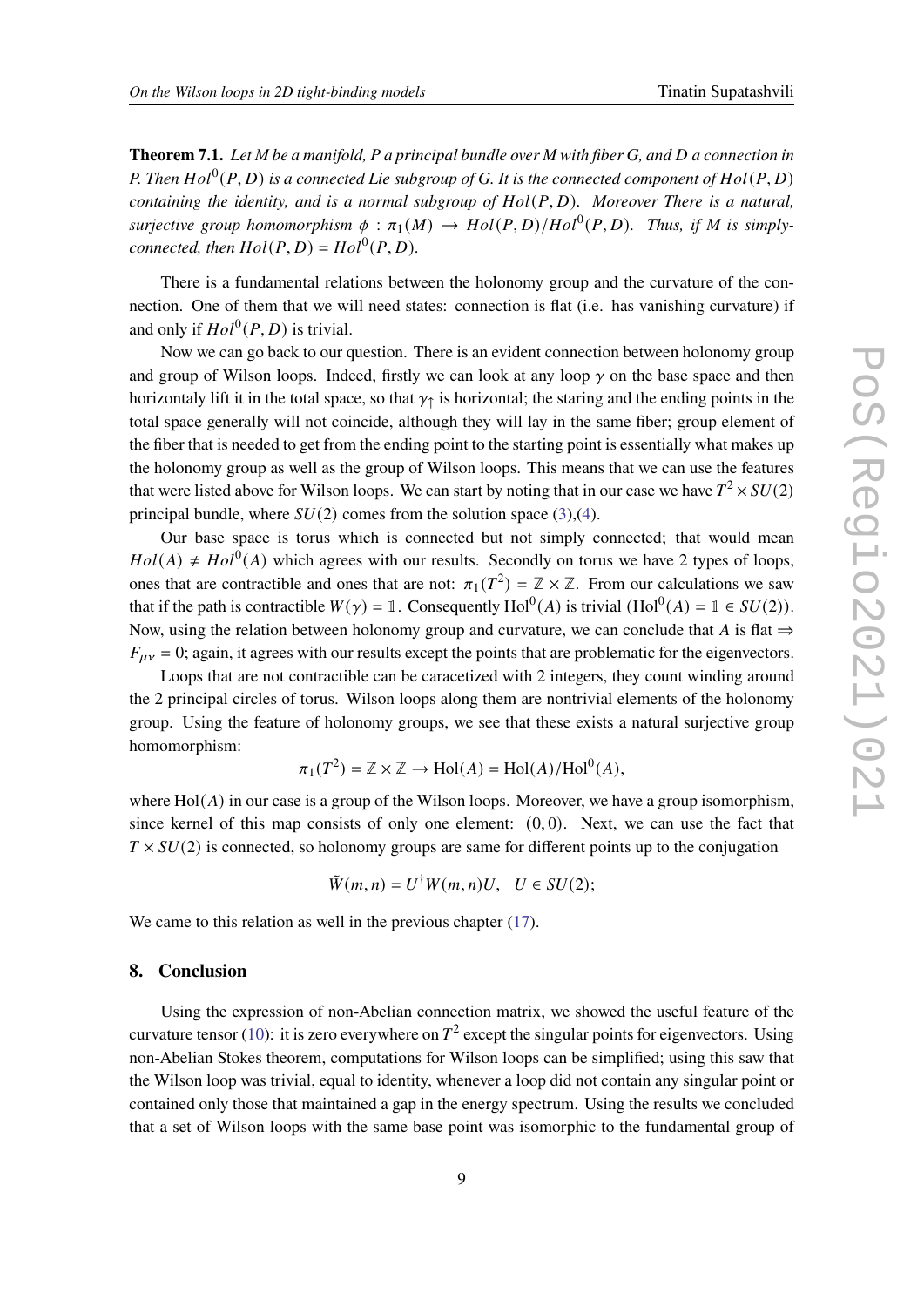**Theorem 7.1.** *Let M be a manifold, P a principal bundle over M with fiber G, and D a connection in P. Then $Hol^0(P, D)$ is a connected Lie subgroup of G. It is the connected component of $Hol(P, D)$ containing the identity, and is a normal subgroup of $Hol(P, D)$. Moreover There is a natural, surjective group homomorphism $\phi : \pi_1(M) \to Hol(P, D)/Hol^0(P, D)$. Thus, if M is simply-connected, then $Hol(P, D) = Hol^0(P, D)$.*

There is a fundamental relations between the holonomy group and the curvature of the connection. One of them that we will need states: connection is flat (i.e. has vanishing curvature) if and only if $Hol^0(P, D)$ is trivial.

Now we can go back to our question. There is an evident connection between holonomy group and group of Wilson loops. Indeed, firstly we can look at any loop $\gamma$ on the base space and then horizontaly lift it in the total space, so that $\gamma_\uparrow$ is horizontal; the staring and the ending points in the total space generally will not coincide, although they will lay in the same fiber; group element of the fiber that is needed to get from the ending point to the starting point is essentially what makes up the holonomy group as well as the group of Wilson loops. This means that we can use the features that were listed above for Wilson loops. We can start by noting that in our case we have $T^2 \times SU(2)$ principal bundle, where $SU(2)$ comes from the solution space (3),(4).

Our base space is torus which is connected but not simply connected; that would mean $Hol(A) \neq Hol^0(A)$ which agrees with our results. Secondly on torus we have 2 types of loops, ones that are contractible and ones that are not: $\pi_1(T^2) = \mathbb{Z} \times \mathbb{Z}$. From our calculations we saw that if the path is contractible $W(\gamma) = \mathbb{1}$. Consequently $\mathrm{Hol}^0(A)$ is trivial ($\mathrm{Hol}^0(A) = \mathbb{1} \in SU(2)$). Now, using the relation between holonomy group and curvature, we can conclude that $A$ is flat $\Rightarrow$ $F_{\mu\nu} = 0$; again, it agrees with our results except the points that are problematic for the eigenvectors.

Loops that are not contractible can be caracetized with 2 integers, they count winding around the 2 principal circles of torus. Wilson loops along them are nontrivial elements of the holonomy group. Using the feature of holonomy groups, we see that these exists a natural surjective group homomorphism:

$$\pi_1(T^2) = \mathbb{Z} \times \mathbb{Z} \to \mathrm{Hol}(A) = \mathrm{Hol}(A)/\mathrm{Hol}^0(A),$$

where $\mathrm{Hol}(A)$ in our case is a group of the Wilson loops. Moreover, we have a group isomorphism, since kernel of this map consists of only one element: $(0, 0)$. Next, we can use the fact that $T \times SU(2)$ is connected, so holonomy groups are same for different points up to the conjugation

$$\tilde{W}(m, n) = U^\dagger W(m, n) U, \quad U \in SU(2);$$

We came to this relation as well in the previous chapter (17).

## 8. Conclusion

Using the expression of non-Abelian connection matrix, we showed the useful feature of the curvature tensor (10): it is zero everywhere on $T^2$ except the singular points for eigenvectors. Using non-Abelian Stokes theorem, computations for Wilson loops can be simplified; using this saw that the Wilson loop was trivial, equal to identity, whenever a loop did not contain any singular point or contained only those that maintained a gap in the energy spectrum. Using the results we concluded that a set of Wilson loops with the same base point was isomorphic to the fundamental group of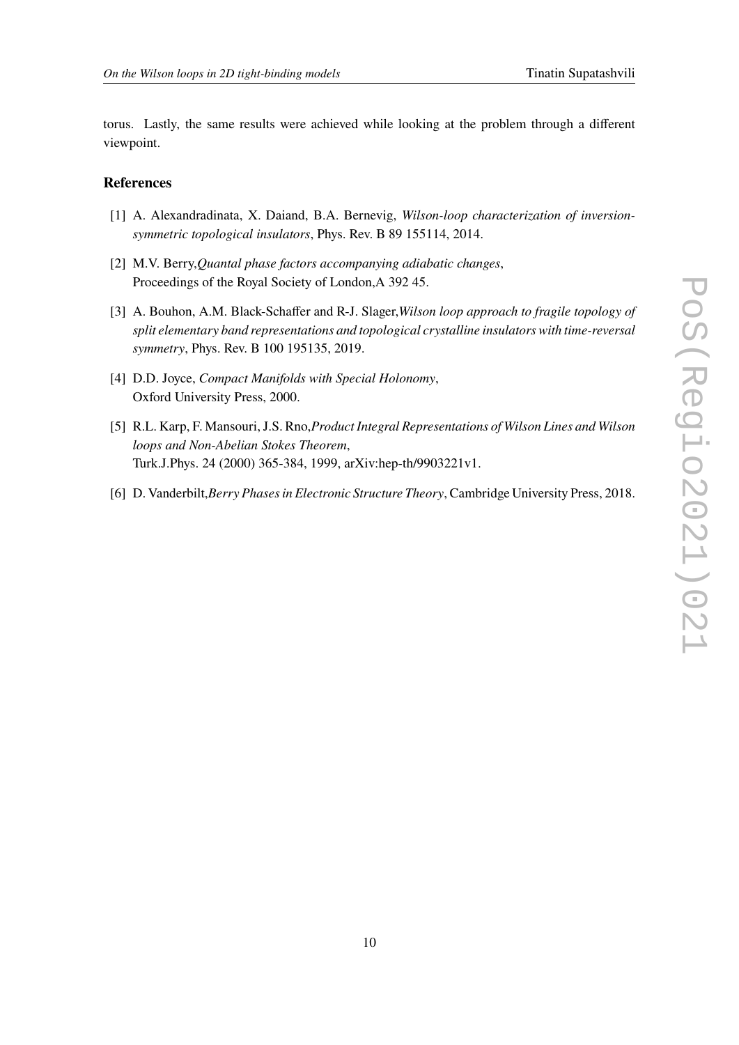torus. Lastly, the same results were achieved while looking at the problem through a different viewpoint.

## References

[1] A. Alexandradinata, X. Daiand, B.A. Bernevig, *Wilson-loop characterization of inversion-symmetric topological insulators*, Phys. Rev. B 89 155114, 2014.

[2] M.V. Berry,*Quantal phase factors accompanying adiabatic changes*, Proceedings of the Royal Society of London,A 392 45.

[3] A. Bouhon, A.M. Black-Schaffer and R-J. Slager,*Wilson loop approach to fragile topology of split elementary band representations and topological crystalline insulators with time-reversal symmetry*, Phys. Rev. B 100 195135, 2019.

[4] D.D. Joyce, *Compact Manifolds with Special Holonomy*, Oxford University Press, 2000.

[5] R.L. Karp, F. Mansouri, J.S. Rno,*Product Integral Representations of Wilson Lines and Wilson loops and Non-Abelian Stokes Theorem*, Turk.J.Phys. 24 (2000) 365-384, 1999, arXiv:hep-th/9903221v1.

[6] D. Vanderbilt,*Berry Phases in Electronic Structure Theory*, Cambridge University Press, 2018.